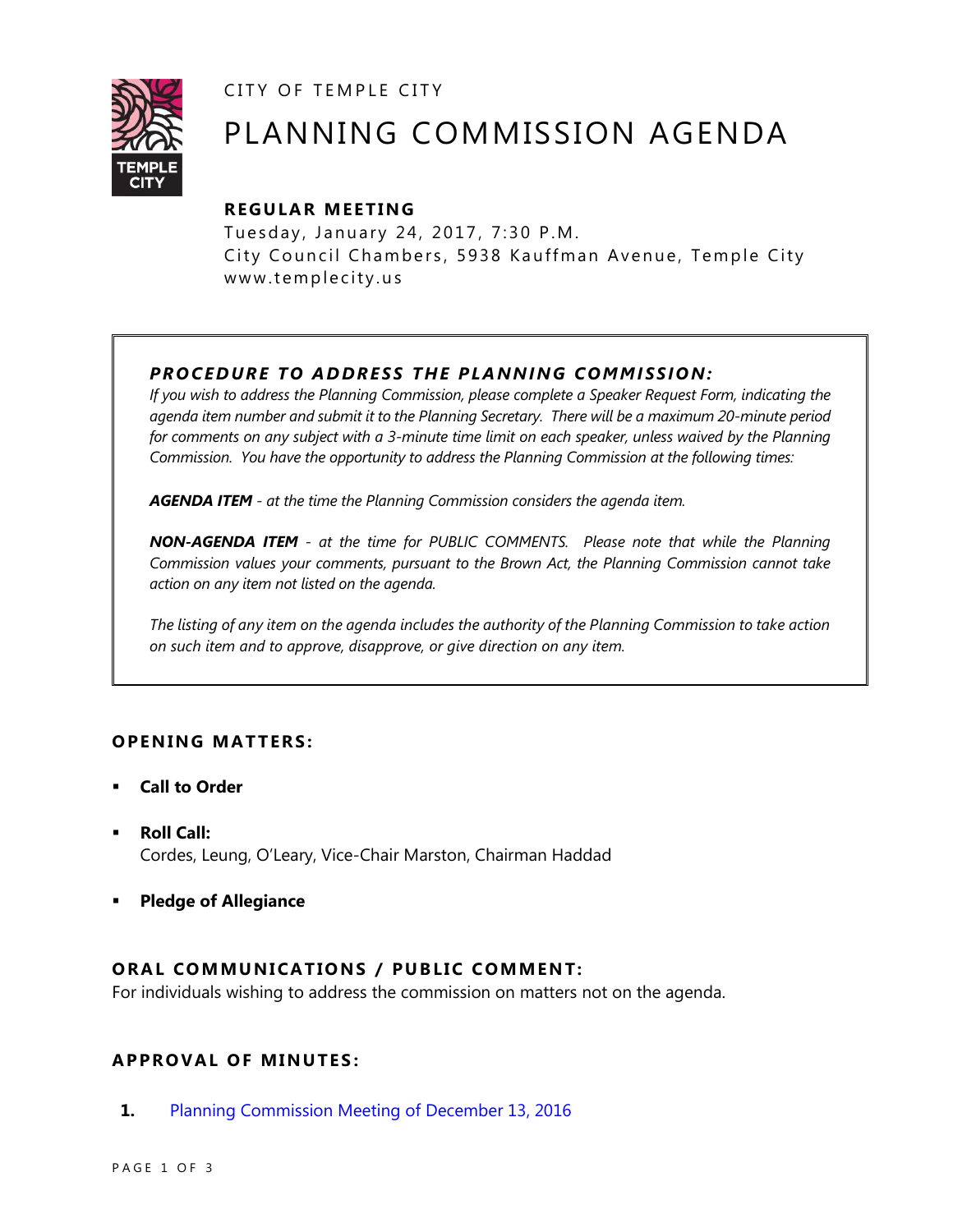CITY OF TEMPLE CITY

# PLANNING COMMISSION AGENDA

**REGULAR MEETING**

Tuesday, January 24, 2017, 7:30 P.M.
City Council Chambers, 5938 Kauffman Avenue, Temple City
www.templecity.us

---

***PROCEDURE TO ADDRESS THE PLANNING COMMISSION:***

*If you wish to address the Planning Commission, please complete a Speaker Request Form, indicating the agenda item number and submit it to the Planning Secretary. There will be a maximum 20-minute period for comments on any subject with a 3-minute time limit on each speaker, unless waived by the Planning Commission. You have the opportunity to address the Planning Commission at the following times:*

***AGENDA ITEM*** *- at the time the Planning Commission considers the agenda item.*

***NON-AGENDA ITEM*** *- at the time for PUBLIC COMMENTS. Please note that while the Planning Commission values your comments, pursuant to the Brown Act, the Planning Commission cannot take action on any item not listed on the agenda.*

*The listing of any item on the agenda includes the authority of the Planning Commission to take action on such item and to approve, disapprove, or give direction on any item.*

---

## OPENING MATTERS:

- **Call to Order**
- **Roll Call:**
  Cordes, Leung, O'Leary, Vice-Chair Marston, Chairman Haddad
- **Pledge of Allegiance**

## ORAL COMMUNICATIONS / PUBLIC COMMENT:

For individuals wishing to address the commission on matters not on the agenda.

## APPROVAL OF MINUTES:

**1.** Planning Commission Meeting of December 13, 2016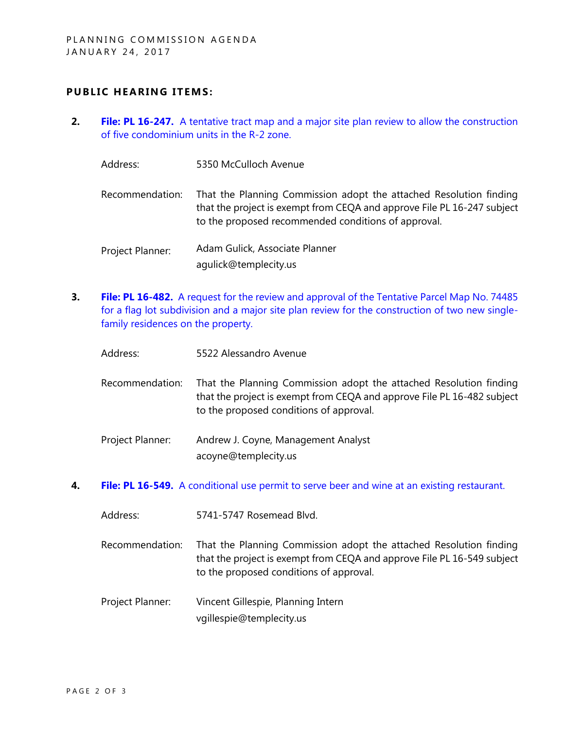## PUBLIC HEARING ITEMS:

2. **File: PL 16-247.** A tentative tract map and a major site plan review to allow the construction of five condominium units in the R-2 zone.

   Address: 5350 McCulloch Avenue

   Recommendation: That the Planning Commission adopt the attached Resolution finding that the project is exempt from CEQA and approve File PL 16-247 subject to the proposed recommended conditions of approval.

   Project Planner: Adam Gulick, Associate Planner
   agulick@templecity.us

3. **File: PL 16-482.** A request for the review and approval of the Tentative Parcel Map No. 74485 for a flag lot subdivision and a major site plan review for the construction of two new single-family residences on the property.

   Address: 5522 Alessandro Avenue

   Recommendation: That the Planning Commission adopt the attached Resolution finding that the project is exempt from CEQA and approve File PL 16-482 subject to the proposed conditions of approval.

   Project Planner: Andrew J. Coyne, Management Analyst
   acoyne@templecity.us

4. **File: PL 16-549.** A conditional use permit to serve beer and wine at an existing restaurant.

   Address: 5741-5747 Rosemead Blvd.

   Recommendation: That the Planning Commission adopt the attached Resolution finding that the project is exempt from CEQA and approve File PL 16-549 subject to the proposed conditions of approval.

   Project Planner: Vincent Gillespie, Planning Intern
   vgillespie@templecity.us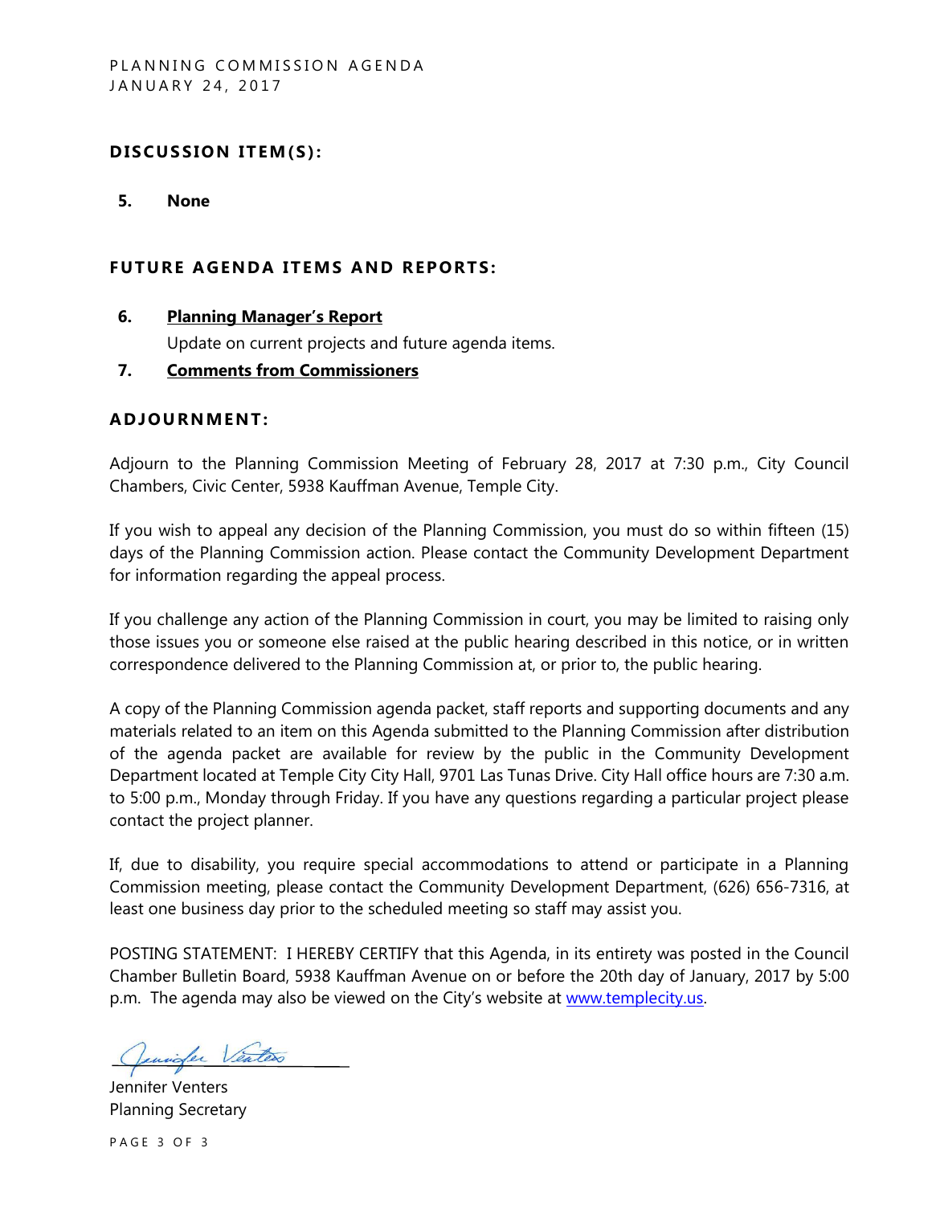## DISCUSSION ITEM(S):

**5. None**

## FUTURE AGENDA ITEMS AND REPORTS:

**6. Planning Manager's Report**

Update on current projects and future agenda items.

**7. Comments from Commissioners**

## ADJOURNMENT:

Adjourn to the Planning Commission Meeting of February 28, 2017 at 7:30 p.m., City Council Chambers, Civic Center, 5938 Kauffman Avenue, Temple City.

If you wish to appeal any decision of the Planning Commission, you must do so within fifteen (15) days of the Planning Commission action. Please contact the Community Development Department for information regarding the appeal process.

If you challenge any action of the Planning Commission in court, you may be limited to raising only those issues you or someone else raised at the public hearing described in this notice, or in written correspondence delivered to the Planning Commission at, or prior to, the public hearing.

A copy of the Planning Commission agenda packet, staff reports and supporting documents and any materials related to an item on this Agenda submitted to the Planning Commission after distribution of the agenda packet are available for review by the public in the Community Development Department located at Temple City City Hall, 9701 Las Tunas Drive. City Hall office hours are 7:30 a.m. to 5:00 p.m., Monday through Friday. If you have any questions regarding a particular project please contact the project planner.

If, due to disability, you require special accommodations to attend or participate in a Planning Commission meeting, please contact the Community Development Department, (626) 656-7316, at least one business day prior to the scheduled meeting so staff may assist you.

POSTING STATEMENT: I HEREBY CERTIFY that this Agenda, in its entirety was posted in the Council Chamber Bulletin Board, 5938 Kauffman Avenue on or before the 20th day of January, 2017 by 5:00 p.m. The agenda may also be viewed on the City's website at www.templecity.us.

Jennifer Venters
Planning Secretary